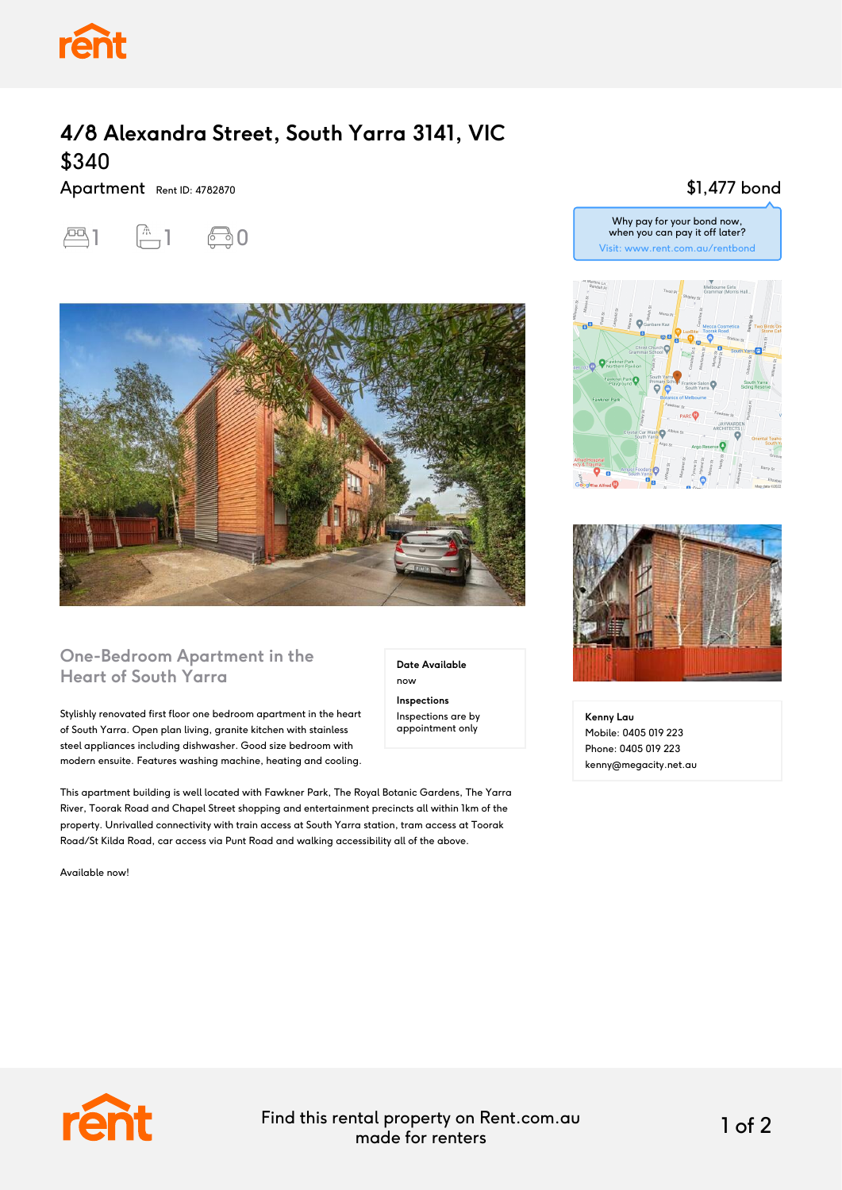# 4/8 Alexandra Street, South Yarra 3141, VIC

## $340

Apartment Rent ID: 4782870

$1,477 bond

Why pay for your bond now, when you can pay it off later?
Visit: www.rent.com.au/rentbond

1 bedroom | 1 bathroom | 0 parking

## One-Bedroom Apartment in the Heart of South Yarra

**Date Available**
now

**Inspections**
Inspections are by appointment only

Stylishly renovated first floor one bedroom apartment in the heart of South Yarra. Open plan living, granite kitchen with stainless steel appliances including dishwasher. Good size bedroom with modern ensuite. Features washing machine, heating and cooling.

This apartment building is well located with Fawkner Park, The Royal Botanic Gardens, The Yarra River, Toorak Road and Chapel Street shopping and entertainment precincts all within 1km of the property. Unrivalled connectivity with train access at South Yarra station, tram access at Toorak Road/St Kilda Road, car access via Punt Road and walking accessibility all of the above.

Available now!

**Kenny Lau**
Mobile: 0405 019 223
Phone: 0405 019 223
kenny@megacity.net.au

Find this rental property on Rent.com.au made for renters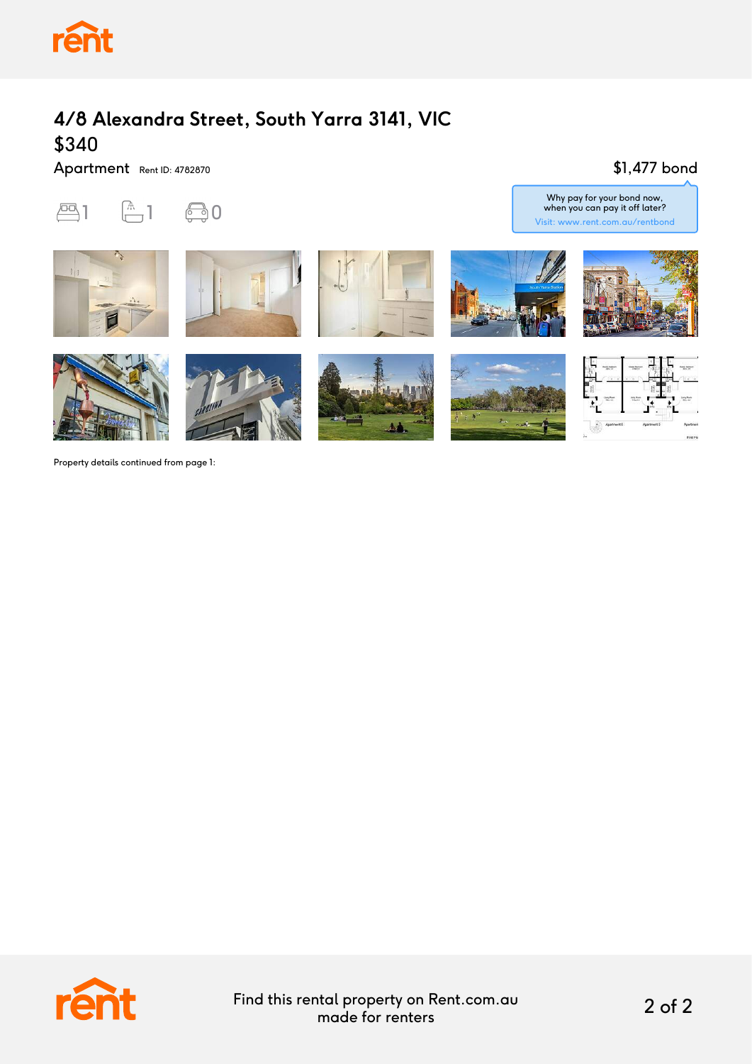# 4/8 Alexandra Street, South Yarra 3141, VIC

$340

Apartment Rent ID: 4782870

$1,477 bond

Why pay for your bond now, when you can pay it off later?
Visit: www.rent.com.au/rentbond

1 1 0

Property details continued from page 1:

Find this rental property on Rent.com.au made for renters